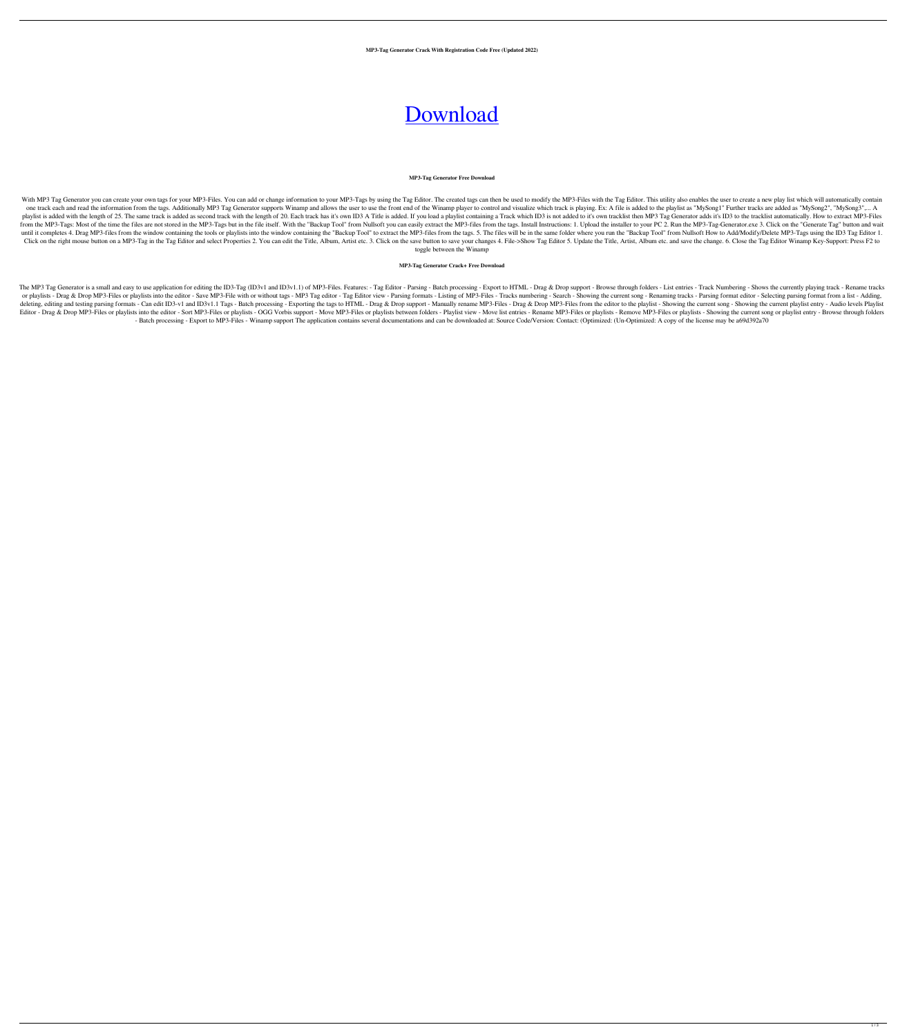**MP3-Tag Generator Crack With Registration Code Free (Updated 2022)**

# [Download](#)

**MP3-Tag Generator Free Download**

With MP3 Tag Generator you can create your own tags for your MP3-Files. You can add or change information to your MP3-Tags by using the Tag Editor. The created tags can then be used to modify the MP3-Files with the Tag Editor. This utility also enables the user to create a new play list which will automatically contain one track each and read the information from the tags. Additionally MP3 Tag Generator supports Winamp and allows the user to use the front end of the Winamp player to control and visualize which track is playing. Ex: A file is added to the playlist as "MySong1" Further tracks are added as "MySong2", "MySong3",... A playlist is added with the length of 25. The same track is added as second track with the length of 20. Each track has it's own ID3 A Title is added. If you load a playlist containing a Track which ID3 is not added to it's own tracklist then MP3 Tag Generator adds it's ID3 to the tracklist automatically. How to extract MP3-Files from the MP3-Tags: Most of the time the files are not stored in the MP3-Tags but in the file itself. With the "Backup Tool" from Nullsoft you can easily extract the MP3-files from the tags. Install Instructions: 1. Upload the installer to your PC 2. Run the MP3-Tag-Generator.exe 3. Click on the "Generate Tag" button and wait until it completes 4. Drag MP3-files from the window containing the tools or playlists into the window containing the "Backup Tool" to extract the MP3-files from the tags. 5. The files will be in the same folder where you run the "Backup Tool" from Nullsoft How to Add/Modify/Delete MP3-Tags using the ID3 Tag Editor 1. Click on the right mouse button on a MP3-Tag in the Tag Editor and select Properties 2. You can edit the Title, Album, Artist etc. 3. Click on the save button to save your changes 4. File->Show Tag Editor 5. Update the Title, Artist, Album etc. and save the change. 6. Close the Tag Editor Winamp Key-Support: Press F2 to toggle between the Winamp

**MP3-Tag Generator Crack+ Free Download**

The MP3 Tag Generator is a small and easy to use application for editing the ID3-Tag (ID3v1 and ID3v1.1) of MP3-Files. Features: - Tag Editor - Parsing - Batch processing - Export to HTML - Drag & Drop support - Browse through folders - List entries - Track Numbering - Shows the currently playing track - Rename tracks or playlists - Drag & Drop MP3-Files or playlists into the editor - Save MP3-File with or without tags - MP3 Tag editor - Tag Editor view - Parsing formats - Listing of MP3-Files - Tracks numbering - Search - Showing the current song - Renaming tracks - Parsing format editor - Selecting parsing format from a list - Adding, deleting, editing and testing parsing formats - Can edit ID3-v1 and ID3v1.1 Tags - Batch processing - Exporting the tags to HTML - Drag & Drop support - Manually rename MP3-Files - Drag & Drop MP3-Files from the editor to the playlist - Showing the current song - Showing the current playlist entry - Audio levels Playlist Editor - Drag & Drop MP3-Files or playlists into the editor - Sort MP3-Files or playlists - OGG Vorbis support - Move MP3-Files or playlists between folders - Playlist view - Move list entries - Rename MP3-Files or playlists - Remove MP3-Files or playlists - Showing the current song or playlist entry - Browse through folders - Batch processing - Export to MP3-Files - Winamp support The application contains several documentations and can be downloaded at: Source Code/Version: Contact: (Optimized: (Un-Optimized: A copy of the license may be a69d392a70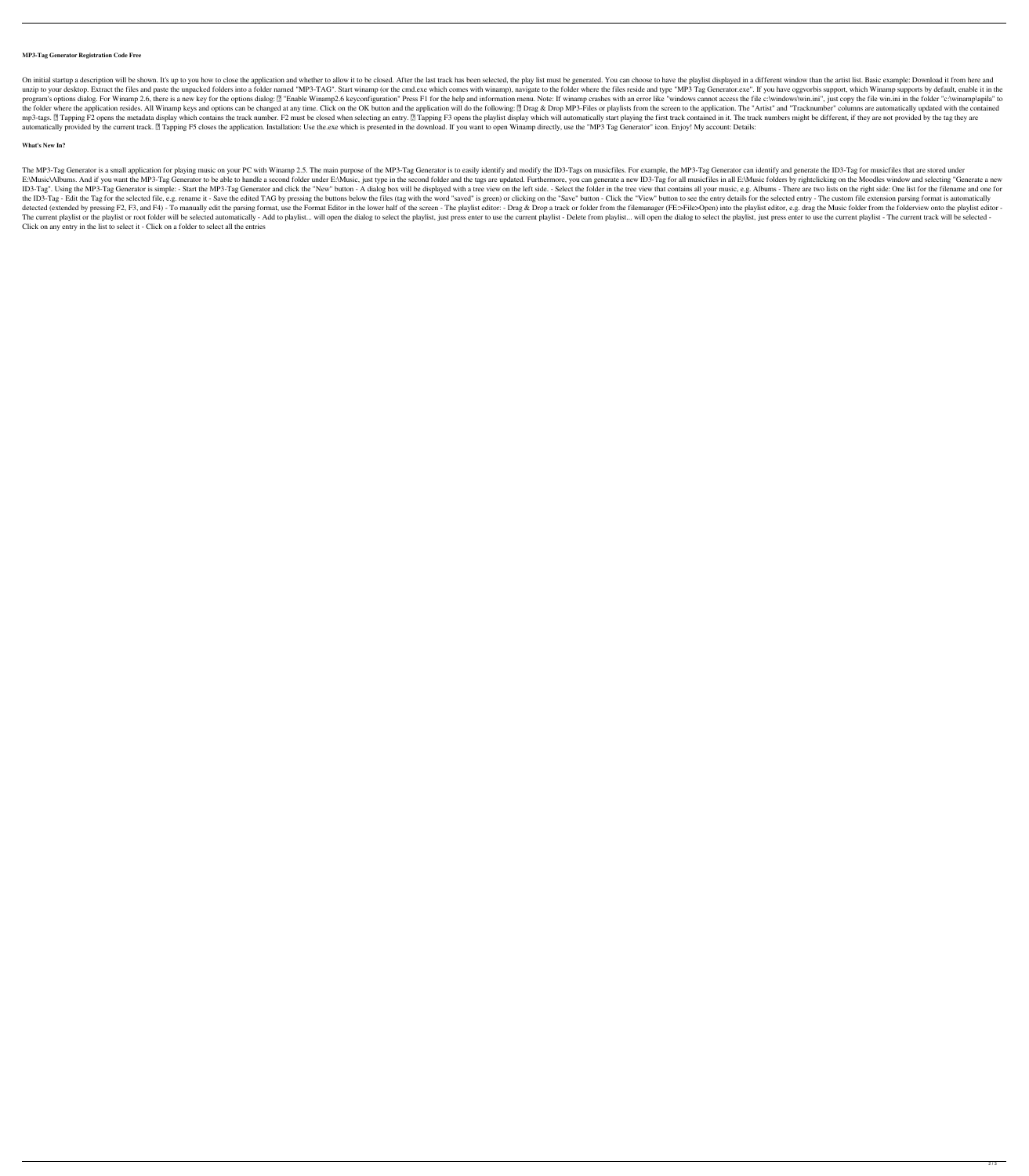**MP3-Tag Generator Registration Code Free**

On initial startup a description will be shown. It's up to you how to close the application and whether to allow it to be closed. After the last track has been selected, the play list must be generated. You can choose to have the playlist displayed in a different window than the artist list. Basic example: Download it from here and unzip to your desktop. Extract the files and paste the unpacked folders into a folder named "MP3-TAG". Start winamp (or the cmd.exe which comes with winamp), navigate to the folder where the files reside and type "MP3 Tag Generator.exe". If you have oggvorbis support, which Winamp supports by default, enable it in the program's options dialog. For Winamp 2.6, there is a new key for the options dialog: ￼ "Enable Winamp2.6 keyconfiguration" Press F1 for the help and information menu. Note: If winamp crashes with an error like "windows cannot access the file c:\windows\win.ini", just copy the file win.ini in the folder "c:\winamp\apila" to the folder where the application resides. All Winamp keys and options can be changed at any time. Click on the OK button and the application will do the following: ￼ Drag & Drop MP3-Files or playlists from the screen to the application. The "Artist" and "Tracknumber" columns are automatically updated with the contained mp3-tags. ￼ Tapping F2 opens the metadata display which contains the track number. F2 must be closed when selecting an entry. ￼ Tapping F3 opens the playlist display which will automatically start playing the first track contained in it. The track numbers might be different, if they are not provided by the tag they are automatically provided by the current track. ￼ Tapping F5 closes the application. Installation: Use the.exe which is presented in the download. If you want to open Winamp directly, use the "MP3 Tag Generator" icon. Enjoy! My account: Details:

**What's New In?**

The MP3-Tag Generator is a small application for playing music on your PC with Winamp 2.5. The main purpose of the MP3-Tag Generator is to easily identify and modify the ID3-Tags on musicfiles. For example, the MP3-Tag Generator can identify and generate the ID3-Tag for musicfiles that are stored under E:\Music\Albums. And if you want the MP3-Tag Generator to be able to handle a second folder under E:\Music, just type in the second folder and the tags are updated. Furthermore, you can generate a new ID3-Tag for all musicfiles in all E:\Music folders by rightclicking on the Moodles window and selecting "Generate a new ID3-Tag". Using the MP3-Tag Generator is simple: - Start the MP3-Tag Generator and click the "New" button - A dialog box will be displayed with a tree view on the left side. - Select the folder in the tree view that contains all your music, e.g. Albums - There are two lists on the right side: One list for the filename and one for the ID3-Tag - Edit the Tag for the selected file, e.g. rename it - Save the edited TAG by pressing the buttons below the files (tag with the word "saved" is green) or clicking on the "Save" button - Click the "View" button to see the entry details for the selected entry - The custom file extension parsing format is automatically detected (extended by pressing F2, F3, and F4) - To manually edit the parsing format, use the Format Editor in the lower half of the screen - The playlist editor: - Drag & Drop a track or folder from the filemanager (FE:>File>Open) into the playlist editor, e.g. drag the Music folder from the folderview onto the playlist editor - The current playlist or the playlist or root folder will be selected automatically - Add to playlist... will open the dialog to select the playlist, just press enter to use the current playlist - Delete from playlist... will open the dialog to select the playlist, just press enter to use the current playlist - The current track will be selected - Click on any entry in the list to select it - Click on a folder to select all the entries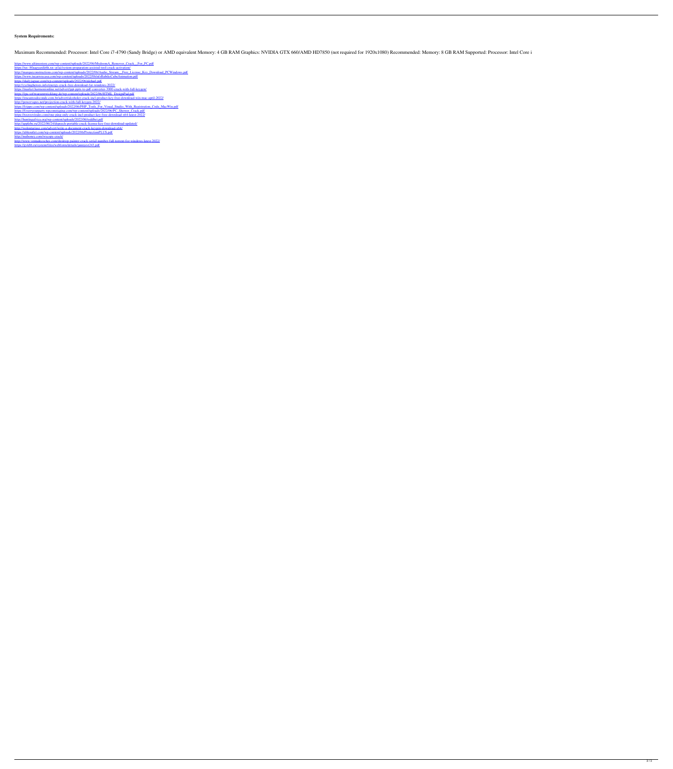**System Requirements:**

Maximum Recommended: Processor: Intel Core i7-4790 (Sandy Bridge) or AMD equivalent Memory: 4 GB RAM Graphics: NVIDIA GTX 660/AMD HD7850 (not required for 1920x1080) Recommended: Memory: 8 GB RAM Supported: Processor: Intel Core i

https://www.ultimostore.com/wp-content/uploads/2022/06/MydoomA_Remover_Crack__For_PC.pdf
https://xn--80aagyardii6h.xn--p1ai/system-preparation-assisted-tool-crack-activation/
http://marqueconstructions.com/wp-content/uploads/2022/06/Audio_Stream__Free_License_Key_Download_PCWindows.pdf
https://www.tucarroycasa.com/wp-content/uploads/2022/06/rsRubiksCubeAnimation.pdf
https://thaivyjaguar.com/wp-content/uploads/2022/06/alelgel.pdf
http://cyclingheroes.info/energy-crack-free-download-for-windows-2022/
https://market.harmonionline.net/advert/ppt-pptx-to-pdf-converter-3000-crack-with-full-keygen/
https://ips-softwareentwicklung.de/wp-content/uploads/2022/06/HTML_DesignPad.pdf
https://encantosdoconde.com.br/advert/alcoholer-crack-incl-product-key-free-download-win-mac-april-2022/
http://powervapes.net/projection-crack-with-full-keygen-2022/
https://frippo.com/wp-content/uploads/2022/06/PHP_Tools_For_Visual_Studio_With_Registration_Code_MacWin.pdf
https://fiverryourparts.wpcomstaging.com/wp-content/uploads/2022/06/PC_Shower_Crack.pdf
https://tecreovirales.com/one-ping-only-crack-incl-product-key-free-download-x64-latest-2022/
http://huntingafrica.org/wp-content/uploads/2022/06/yoldbet.pdf
http://applebe.ru/2022/06/24/dspeech-portable-crack-license-key-free-download-updated/
http://wolontariusz.com/advert/write-a-document-crack-keygen-download-x64/
https://abkoutlet.com/wp-content/uploads/2022/06/ProtectionPLUS.pdf
http://nuihoney.com/wxcopy-crack/
http://www.vidriositalia.com/desktop-painter-crack-serial-number-full-torrent-for-windows-latest-2022/
https://gvk86.ru/system/files/webform/details/jannyest243.pdf